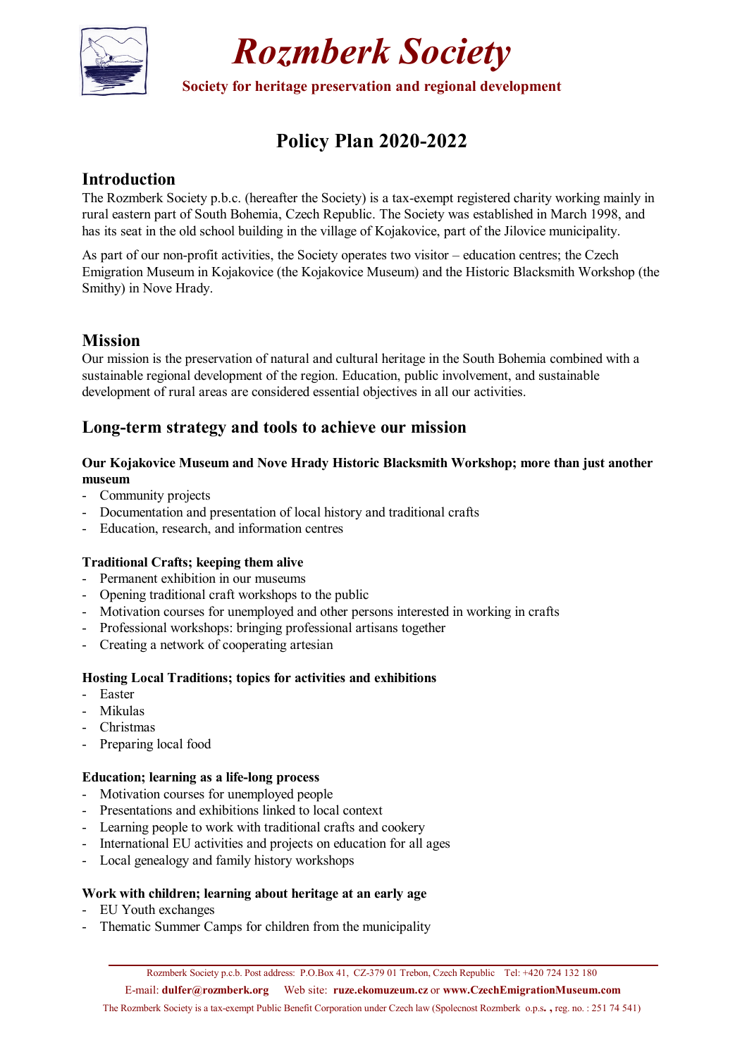# Rozmberk Society

**Society for heritage preservation and regional development**

## Policy Plan 2020-2022

### Introduction

The Rozmberk Society p.b.c. (hereafter the Society) is a tax-exempt registered charity working mainly in rural eastern part of South Bohemia, Czech Republic. The Society was established in March 1998, and has its seat in the old school building in the village of Kojakovice, part of the Jilovice municipality.

As part of our non-profit activities, the Society operates two visitor – education centres; the Czech Emigration Museum in Kojakovice (the Kojakovice Museum) and the Historic Blacksmith Workshop (the Smithy) in Nove Hrady.

### Mission

Our mission is the preservation of natural and cultural heritage in the South Bohemia combined with a sustainable regional development of the region. Education, public involvement, and sustainable development of rural areas are considered essential objectives in all our activities.

### Long-term strategy and tools to achieve our mission

**Our Kojakovice Museum and Nove Hrady Historic Blacksmith Workshop; more than just another museum**

- Community projects
- Documentation and presentation of local history and traditional crafts
- Education, research, and information centres

**Traditional Crafts; keeping them alive**

- Permanent exhibition in our museums
- Opening traditional craft workshops to the public
- Motivation courses for unemployed and other persons interested in working in crafts
- Professional workshops: bringing professional artisans together
- Creating a network of cooperating artesian

**Hosting Local Traditions; topics for activities and exhibitions**

- Easter
- Mikulas
- Christmas
- Preparing local food

**Education; learning as a life-long process**

- Motivation courses for unemployed people
- Presentations and exhibitions linked to local context
- Learning people to work with traditional crafts and cookery
- International EU activities and projects on education for all ages
- Local genealogy and family history workshops

**Work with children; learning about heritage at an early age**

- EU Youth exchanges
- Thematic Summer Camps for children from the municipality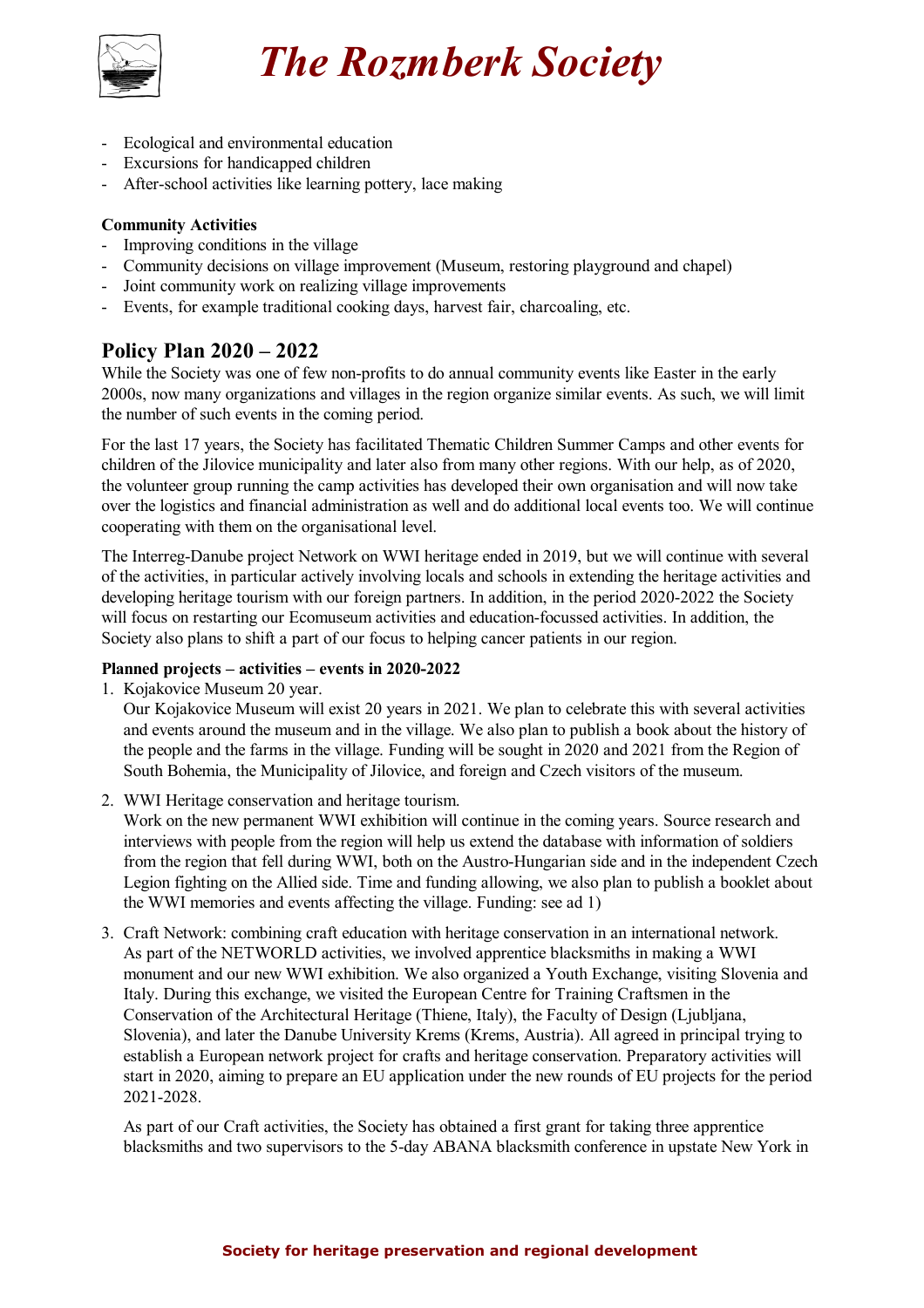- Ecological and environmental education
- Excursions for handicapped children
- After-school activities like learning pottery, lace making

**Community Activities**
- Improving conditions in the village
- Community decisions on village improvement (Museum, restoring playground and chapel)
- Joint community work on realizing village improvements
- Events, for example traditional cooking days, harvest fair, charcoaling, etc.

## Policy Plan 2020 – 2022

While the Society was one of few non-profits to do annual community events like Easter in the early 2000s, now many organizations and villages in the region organize similar events. As such, we will limit the number of such events in the coming period.

For the last 17 years, the Society has facilitated Thematic Children Summer Camps and other events for children of the Jilovice municipality and later also from many other regions. With our help, as of 2020, the volunteer group running the camp activities has developed their own organisation and will now take over the logistics and financial administration as well and do additional local events too. We will continue cooperating with them on the organisational level.

The Interreg-Danube project Network on WWI heritage ended in 2019, but we will continue with several of the activities, in particular actively involving locals and schools in extending the heritage activities and developing heritage tourism with our foreign partners. In addition, in the period 2020-2022 the Society will focus on restarting our Ecomuseum activities and education-focussed activities. In addition, the Society also plans to shift a part of our focus to helping cancer patients in our region.

**Planned projects – activities – events in 2020-2022**

1. Kojakovice Museum 20 year.
   Our Kojakovice Museum will exist 20 years in 2021. We plan to celebrate this with several activities and events around the museum and in the village. We also plan to publish a book about the history of the people and the farms in the village. Funding will be sought in 2020 and 2021 from the Region of South Bohemia, the Municipality of Jilovice, and foreign and Czech visitors of the museum.

2. WWI Heritage conservation and heritage tourism.
   Work on the new permanent WWI exhibition will continue in the coming years. Source research and interviews with people from the region will help us extend the database with information of soldiers from the region that fell during WWI, both on the Austro-Hungarian side and in the independent Czech Legion fighting on the Allied side. Time and funding allowing, we also plan to publish a booklet about the WWI memories and events affecting the village. Funding: see ad 1)

3. Craft Network: combining craft education with heritage conservation in an international network.
   As part of the NETWORLD activities, we involved apprentice blacksmiths in making a WWI monument and our new WWI exhibition. We also organized a Youth Exchange, visiting Slovenia and Italy. During this exchange, we visited the European Centre for Training Craftsmen in the Conservation of the Architectural Heritage (Thiene, Italy), the Faculty of Design (Ljubljana, Slovenia), and later the Danube University Krems (Krems, Austria). All agreed in principal trying to establish a European network project for crafts and heritage conservation. Preparatory activities will start in 2020, aiming to prepare an EU application under the new rounds of EU projects for the period 2021-2028.

   As part of our Craft activities, the Society has obtained a first grant for taking three apprentice blacksmiths and two supervisors to the 5-day ABANA blacksmith conference in upstate New York in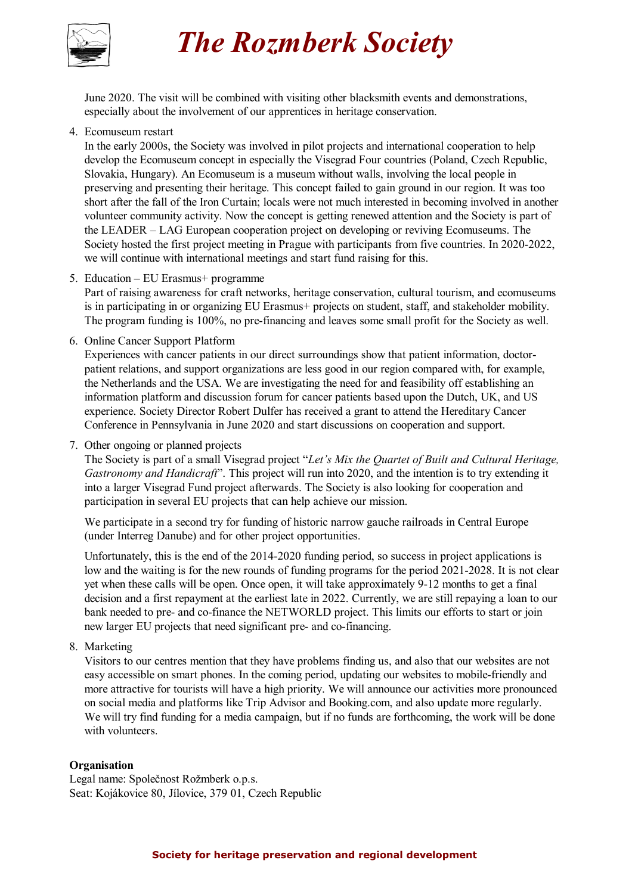June 2020. The visit will be combined with visiting other blacksmith events and demonstrations, especially about the involvement of our apprentices in heritage conservation.

4. Ecomuseum restart
   In the early 2000s, the Society was involved in pilot projects and international cooperation to help develop the Ecomuseum concept in especially the Visegrad Four countries (Poland, Czech Republic, Slovakia, Hungary). An Ecomuseum is a museum without walls, involving the local people in preserving and presenting their heritage. This concept failed to gain ground in our region. It was too short after the fall of the Iron Curtain; locals were not much interested in becoming involved in another volunteer community activity. Now the concept is getting renewed attention and the Society is part of the LEADER – LAG European cooperation project on developing or reviving Ecomuseums. The Society hosted the first project meeting in Prague with participants from five countries. In 2020-2022, we will continue with international meetings and start fund raising for this.

5. Education – EU Erasmus+ programme
   Part of raising awareness for craft networks, heritage conservation, cultural tourism, and ecomuseums is in participating in or organizing EU Erasmus+ projects on student, staff, and stakeholder mobility. The program funding is 100%, no pre-financing and leaves some small profit for the Society as well.

6. Online Cancer Support Platform
   Experiences with cancer patients in our direct surroundings show that patient information, doctor-patient relations, and support organizations are less good in our region compared with, for example, the Netherlands and the USA. We are investigating the need for and feasibility off establishing an information platform and discussion forum for cancer patients based upon the Dutch, UK, and US experience. Society Director Robert Dulfer has received a grant to attend the Hereditary Cancer Conference in Pennsylvania in June 2020 and start discussions on cooperation and support.

7. Other ongoing or planned projects
   The Society is part of a small Visegrad project "*Let's Mix the Quartet of Built and Cultural Heritage, Gastronomy and Handicraft*". This project will run into 2020, and the intention is to try extending it into a larger Visegrad Fund project afterwards. The Society is also looking for cooperation and participation in several EU projects that can help achieve our mission.

   We participate in a second try for funding of historic narrow gauche railroads in Central Europe (under Interreg Danube) and for other project opportunities.

   Unfortunately, this is the end of the 2014-2020 funding period, so success in project applications is low and the waiting is for the new rounds of funding programs for the period 2021-2028. It is not clear yet when these calls will be open. Once open, it will take approximately 9-12 months to get a final decision and a first repayment at the earliest late in 2022. Currently, we are still repaying a loan to our bank needed to pre- and co-finance the NETWORLD project. This limits our efforts to start or join new larger EU projects that need significant pre- and co-financing.

8. Marketing
   Visitors to our centres mention that they have problems finding us, and also that our websites are not easy accessible on smart phones. In the coming period, updating our websites to mobile-friendly and more attractive for tourists will have a high priority. We will announce our activities more pronounced on social media and platforms like Trip Advisor and Booking.com, and also update more regularly. We will try find funding for a media campaign, but if no funds are forthcoming, the work will be done with volunteers.

**Organisation**

Legal name: Společnost Rožmberk o.p.s.
Seat: Kojákovice 80, Jílovice, 379 01, Czech Republic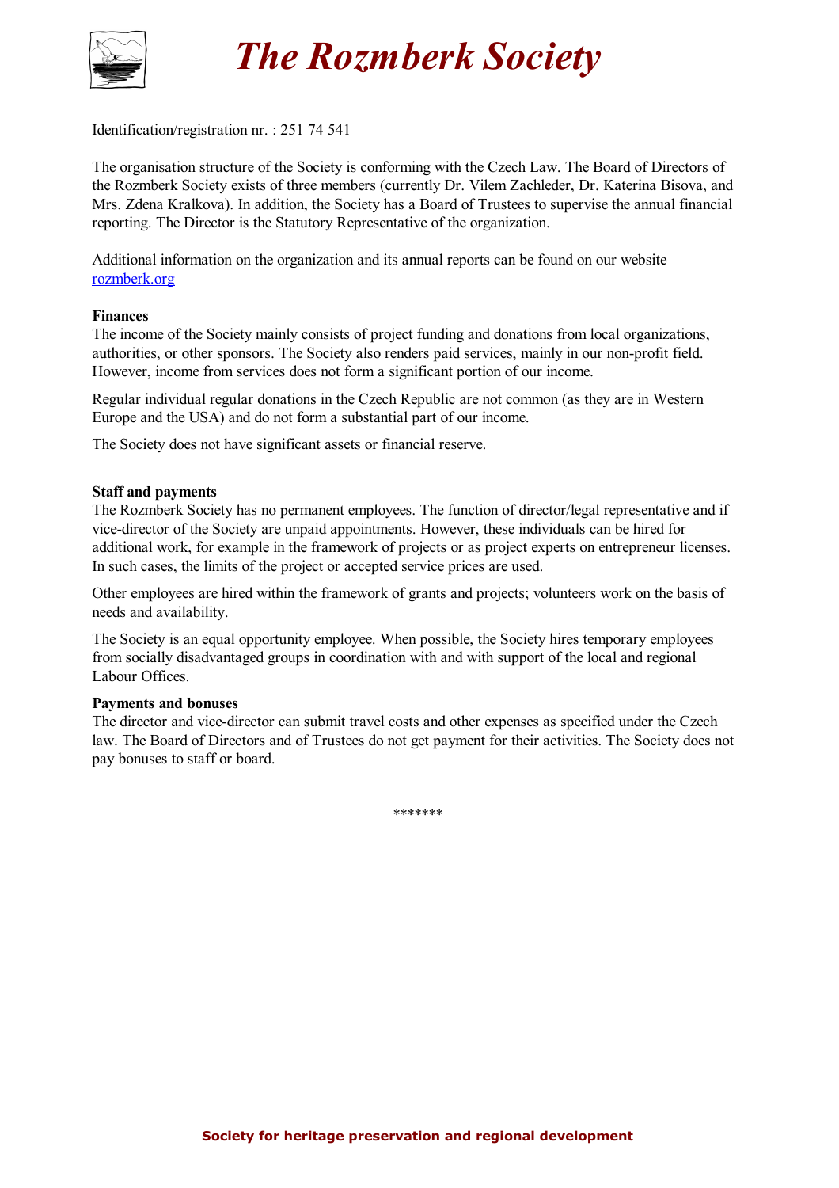Identification/registration nr. : 251 74 541

The organisation structure of the Society is conforming with the Czech Law. The Board of Directors of the Rozmberk Society exists of three members (currently Dr. Vilem Zachleder, Dr. Katerina Bisova, and Mrs. Zdena Kralkova). In addition, the Society has a Board of Trustees to supervise the annual financial reporting. The Director is the Statutory Representative of the organization.

Additional information on the organization and its annual reports can be found on our website [rozmberk.org](rozmberk.org)

**Finances**

The income of the Society mainly consists of project funding and donations from local organizations, authorities, or other sponsors. The Society also renders paid services, mainly in our non-profit field. However, income from services does not form a significant portion of our income.

Regular individual regular donations in the Czech Republic are not common (as they are in Western Europe and the USA) and do not form a substantial part of our income.

The Society does not have significant assets or financial reserve.

**Staff and payments**

The Rozmberk Society has no permanent employees. The function of director/legal representative and if vice-director of the Society are unpaid appointments. However, these individuals can be hired for additional work, for example in the framework of projects or as project experts on entrepreneur licenses. In such cases, the limits of the project or accepted service prices are used.

Other employees are hired within the framework of grants and projects; volunteers work on the basis of needs and availability.

The Society is an equal opportunity employee. When possible, the Society hires temporary employees from socially disadvantaged groups in coordination with and with support of the local and regional Labour Offices.

**Payments and bonuses**

The director and vice-director can submit travel costs and other expenses as specified under the Czech law. The Board of Directors and of Trustees do not get payment for their activities. The Society does not pay bonuses to staff or board.

*******